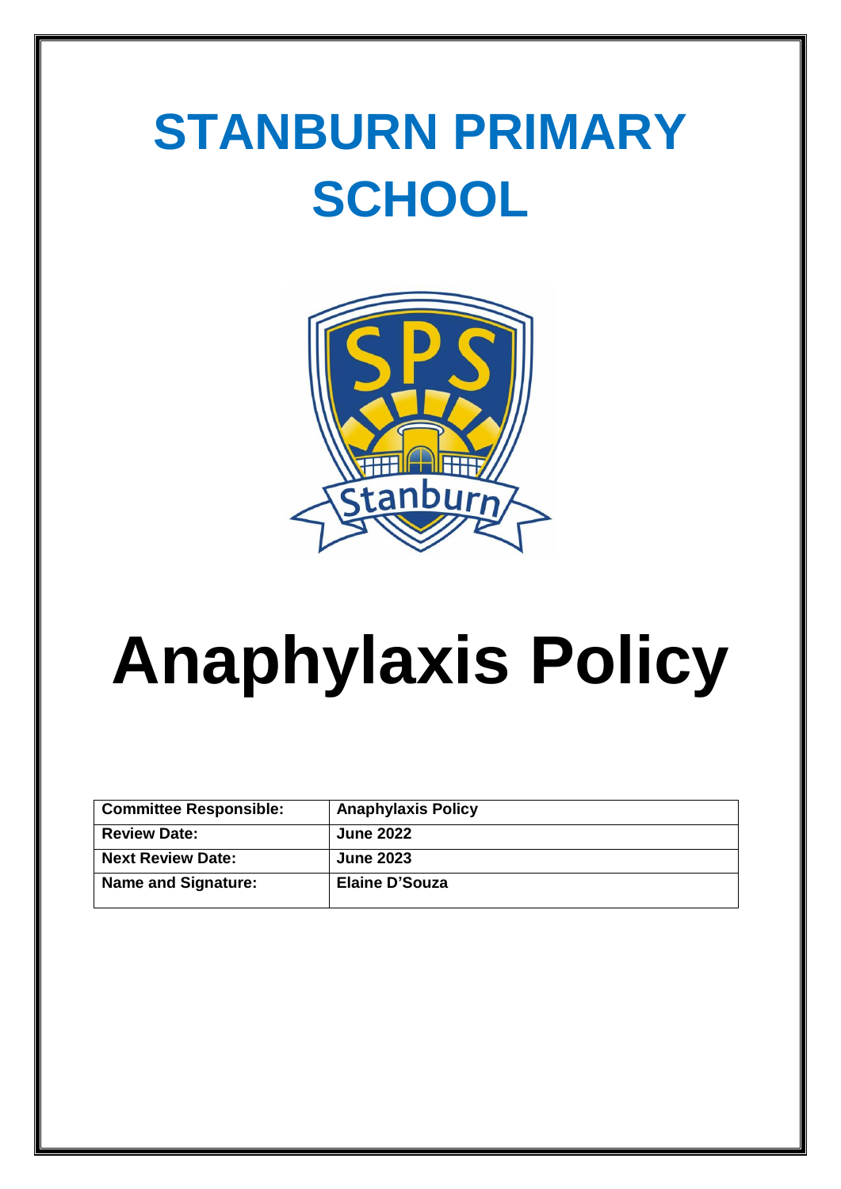# STANBURN PRIMARY SCHOOL

# Anaphylaxis Policy

| Committee Responsible: | Anaphylaxis Policy |
| --- | --- |
| Review Date: | June 2022 |
| Next Review Date: | June 2023 |
| Name and Signature: | Elaine D'Souza |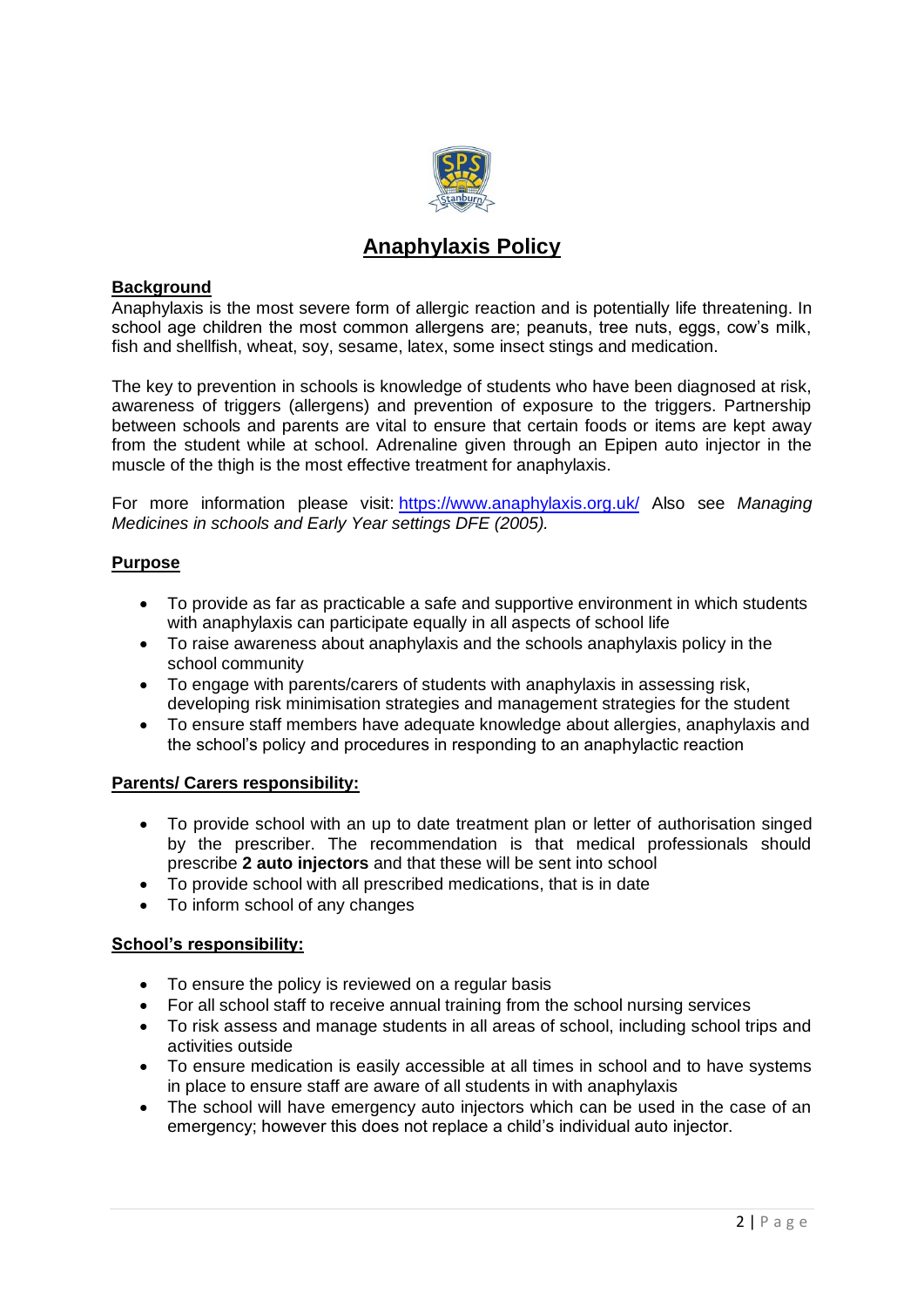# Anaphylaxis Policy

## Background

Anaphylaxis is the most severe form of allergic reaction and is potentially life threatening. In school age children the most common allergens are; peanuts, tree nuts, eggs, cow's milk, fish and shellfish, wheat, soy, sesame, latex, some insect stings and medication.

The key to prevention in schools is knowledge of students who have been diagnosed at risk, awareness of triggers (allergens) and prevention of exposure to the triggers. Partnership between schools and parents are vital to ensure that certain foods or items are kept away from the student while at school. Adrenaline given through an Epipen auto injector in the muscle of the thigh is the most effective treatment for anaphylaxis.

For more information please visit: https://www.anaphylaxis.org.uk/ Also see *Managing Medicines in schools and Early Year settings DFE (2005).*

## Purpose

- To provide as far as practicable a safe and supportive environment in which students with anaphylaxis can participate equally in all aspects of school life
- To raise awareness about anaphylaxis and the schools anaphylaxis policy in the school community
- To engage with parents/carers of students with anaphylaxis in assessing risk, developing risk minimisation strategies and management strategies for the student
- To ensure staff members have adequate knowledge about allergies, anaphylaxis and the school's policy and procedures in responding to an anaphylactic reaction

## Parents/ Carers responsibility:

- To provide school with an up to date treatment plan or letter of authorisation singed by the prescriber. The recommendation is that medical professionals should prescribe **2 auto injectors** and that these will be sent into school
- To provide school with all prescribed medications, that is in date
- To inform school of any changes

## School's responsibility:

- To ensure the policy is reviewed on a regular basis
- For all school staff to receive annual training from the school nursing services
- To risk assess and manage students in all areas of school, including school trips and activities outside
- To ensure medication is easily accessible at all times in school and to have systems in place to ensure staff are aware of all students in with anaphylaxis
- The school will have emergency auto injectors which can be used in the case of an emergency; however this does not replace a child's individual auto injector.